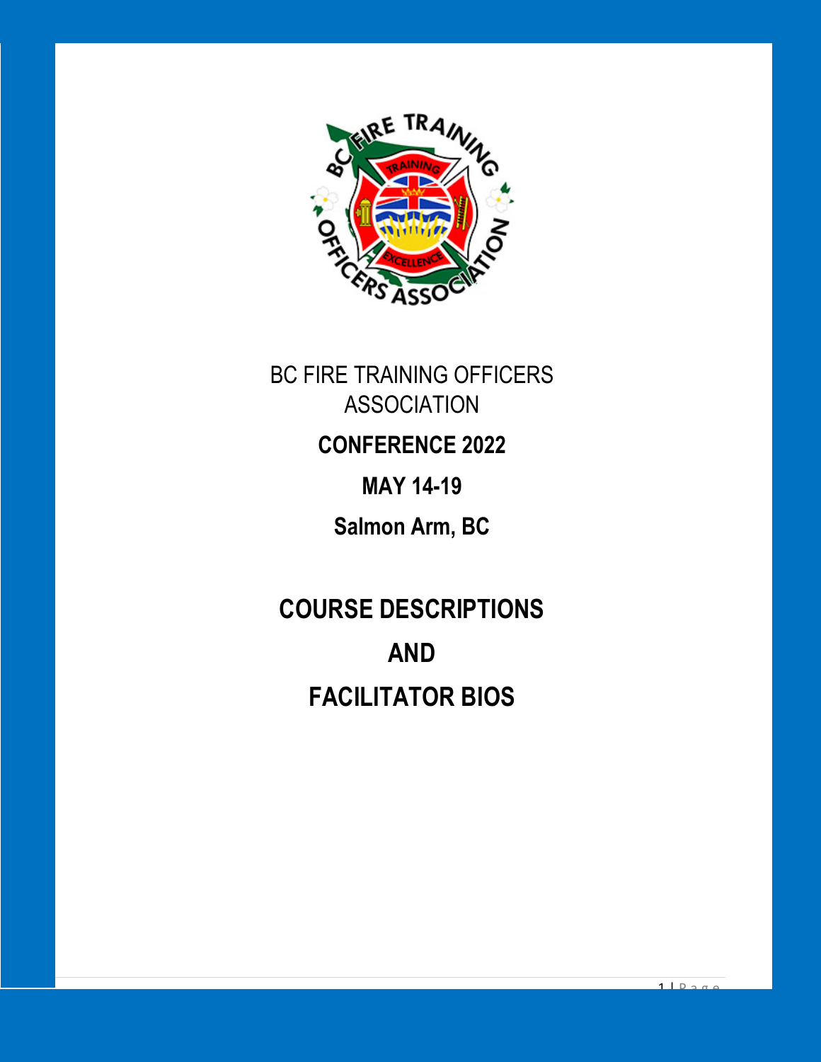BC FIRE TRAINING OFFICERS ASSOCIATION

**CONFERENCE 2022**

**MAY 14-19**

**Salmon Arm, BC**

# COURSE DESCRIPTIONS

# AND

# FACILITATOR BIOS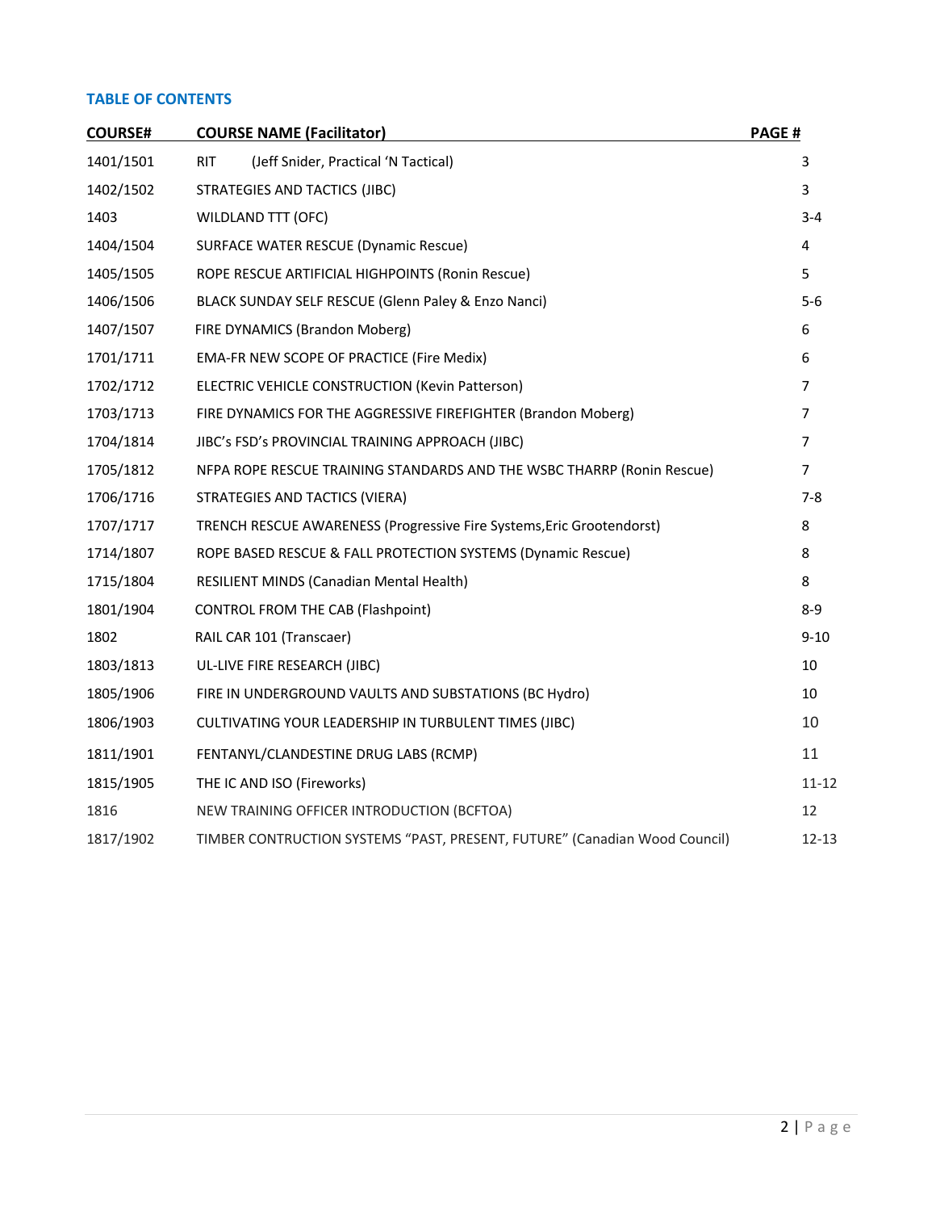## TABLE OF CONTENTS

| COURSE# | COURSE NAME (Facilitator) | PAGE # |
|---|---|---|
| 1401/1501 | RIT (Jeff Snider, Practical 'N Tactical) | 3 |
| 1402/1502 | STRATEGIES AND TACTICS (JIBC) | 3 |
| 1403 | WILDLAND TTT (OFC) | 3-4 |
| 1404/1504 | SURFACE WATER RESCUE (Dynamic Rescue) | 4 |
| 1405/1505 | ROPE RESCUE ARTIFICIAL HIGHPOINTS (Ronin Rescue) | 5 |
| 1406/1506 | BLACK SUNDAY SELF RESCUE (Glenn Paley & Enzo Nanci) | 5-6 |
| 1407/1507 | FIRE DYNAMICS (Brandon Moberg) | 6 |
| 1701/1711 | EMA-FR NEW SCOPE OF PRACTICE (Fire Medix) | 6 |
| 1702/1712 | ELECTRIC VEHICLE CONSTRUCTION (Kevin Patterson) | 7 |
| 1703/1713 | FIRE DYNAMICS FOR THE AGGRESSIVE FIREFIGHTER (Brandon Moberg) | 7 |
| 1704/1814 | JIBC's FSD's PROVINCIAL TRAINING APPROACH (JIBC) | 7 |
| 1705/1812 | NFPA ROPE RESCUE TRAINING STANDARDS AND THE WSBC THARRP (Ronin Rescue) | 7 |
| 1706/1716 | STRATEGIES AND TACTICS (VIERA) | 7-8 |
| 1707/1717 | TRENCH RESCUE AWARENESS (Progressive Fire Systems,Eric Grootendorst) | 8 |
| 1714/1807 | ROPE BASED RESCUE & FALL PROTECTION SYSTEMS (Dynamic Rescue) | 8 |
| 1715/1804 | RESILIENT MINDS (Canadian Mental Health) | 8 |
| 1801/1904 | CONTROL FROM THE CAB (Flashpoint) | 8-9 |
| 1802 | RAIL CAR 101 (Transcaer) | 9-10 |
| 1803/1813 | UL-LIVE FIRE RESEARCH (JIBC) | 10 |
| 1805/1906 | FIRE IN UNDERGROUND VAULTS AND SUBSTATIONS (BC Hydro) | 10 |
| 1806/1903 | CULTIVATING YOUR LEADERSHIP IN TURBULENT TIMES (JIBC) | 10 |
| 1811/1901 | FENTANYL/CLANDESTINE DRUG LABS (RCMP) | 11 |
| 1815/1905 | THE IC AND ISO (Fireworks) | 11-12 |
| 1816 | NEW TRAINING OFFICER INTRODUCTION (BCFTOA) | 12 |
| 1817/1902 | TIMBER CONTRUCTION SYSTEMS "PAST, PRESENT, FUTURE" (Canadian Wood Council) | 12-13 |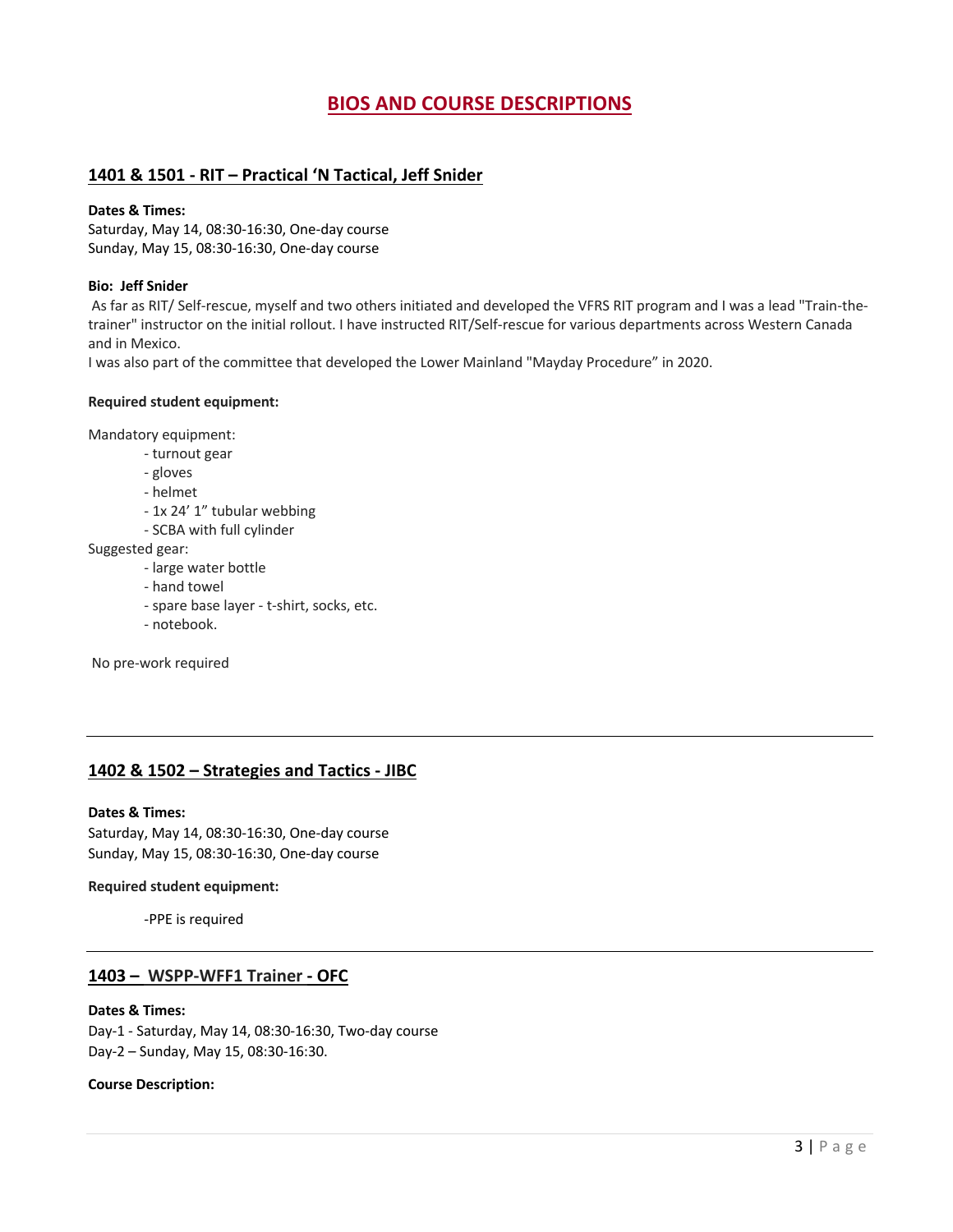# BIOS AND COURSE DESCRIPTIONS

## 1401 & 1501 - RIT – Practical 'N Tactical, Jeff Snider

**Dates & Times:**
Saturday, May 14, 08:30-16:30, One-day course
Sunday, May 15, 08:30-16:30, One-day course

**Bio: Jeff Snider**
As far as RIT/ Self-rescue, myself and two others initiated and developed the VFRS RIT program and I was a lead "Train-the-trainer" instructor on the initial rollout. I have instructed RIT/Self-rescue for various departments across Western Canada and in Mexico.
I was also part of the committee that developed the Lower Mainland "Mayday Procedure" in 2020.

**Required student equipment:**

Mandatory equipment:
- turnout gear
- gloves
- helmet
- 1x 24' 1" tubular webbing
- SCBA with full cylinder

Suggested gear:
- large water bottle
- hand towel
- spare base layer - t-shirt, socks, etc.
- notebook.

No pre-work required

---

## 1402 & 1502 – Strategies and Tactics - JIBC

**Dates & Times:**
Saturday, May 14, 08:30-16:30, One-day course
Sunday, May 15, 08:30-16:30, One-day course

**Required student equipment:**

-PPE is required

---

## 1403 – WSPP-WFF1 Trainer - OFC

**Dates & Times:**
Day-1 - Saturday, May 14, 08:30-16:30, Two-day course
Day-2 – Sunday, May 15, 08:30-16:30.

**Course Description:**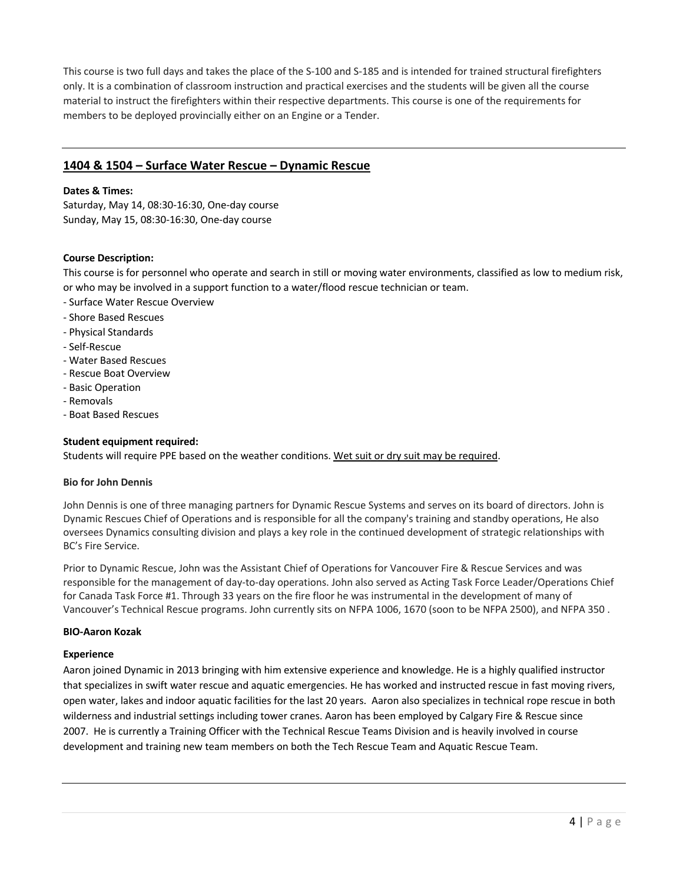This course is two full days and takes the place of the S-100 and S-185 and is intended for trained structural firefighters only. It is a combination of classroom instruction and practical exercises and the students will be given all the course material to instruct the firefighters within their respective departments. This course is one of the requirements for members to be deployed provincially either on an Engine or a Tender.

---

## 1404 & 1504 – Surface Water Rescue – Dynamic Rescue

**Dates & Times:**
Saturday, May 14, 08:30-16:30, One-day course
Sunday, May 15, 08:30-16:30, One-day course

**Course Description:**
This course is for personnel who operate and search in still or moving water environments, classified as low to medium risk, or who may be involved in a support function to a water/flood rescue technician or team.

- Surface Water Rescue Overview
- Shore Based Rescues
- Physical Standards
- Self-Rescue
- Water Based Rescues
- Rescue Boat Overview
- Basic Operation
- Removals
- Boat Based Rescues

**Student equipment required:**
Students will require PPE based on the weather conditions. Wet suit or dry suit may be required.

**Bio for John Dennis**

John Dennis is one of three managing partners for Dynamic Rescue Systems and serves on its board of directors. John is Dynamic Rescues Chief of Operations and is responsible for all the company's training and standby operations, He also oversees Dynamics consulting division and plays a key role in the continued development of strategic relationships with BC's Fire Service.

Prior to Dynamic Rescue, John was the Assistant Chief of Operations for Vancouver Fire & Rescue Services and was responsible for the management of day-to-day operations. John also served as Acting Task Force Leader/Operations Chief for Canada Task Force #1. Through 33 years on the fire floor he was instrumental in the development of many of Vancouver's Technical Rescue programs. John currently sits on NFPA 1006, 1670 (soon to be NFPA 2500), and NFPA 350 .

**BIO-Aaron Kozak**

**Experience**

Aaron joined Dynamic in 2013 bringing with him extensive experience and knowledge. He is a highly qualified instructor that specializes in swift water rescue and aquatic emergencies. He has worked and instructed rescue in fast moving rivers, open water, lakes and indoor aquatic facilities for the last 20 years. Aaron also specializes in technical rope rescue in both wilderness and industrial settings including tower cranes. Aaron has been employed by Calgary Fire & Rescue since 2007. He is currently a Training Officer with the Technical Rescue Teams Division and is heavily involved in course development and training new team members on both the Tech Rescue Team and Aquatic Rescue Team.

---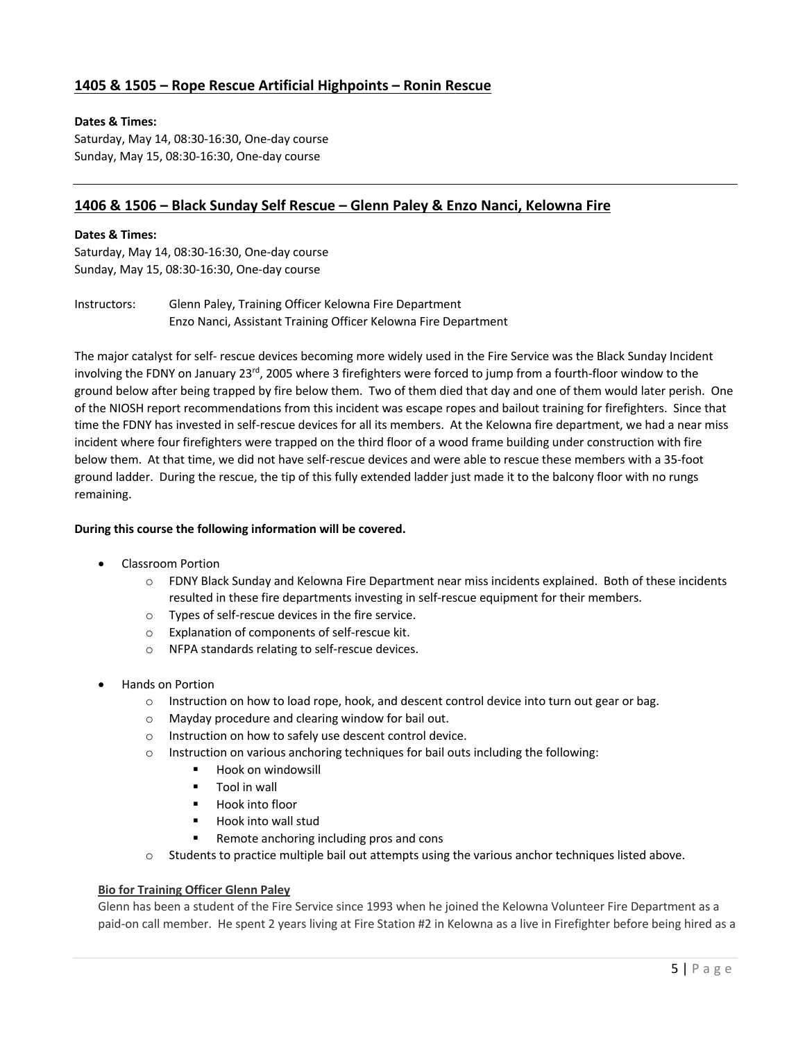## 1405 & 1505 – Rope Rescue Artificial Highpoints – Ronin Rescue

**Dates & Times:**
Saturday, May 14, 08:30-16:30, One-day course
Sunday, May 15, 08:30-16:30, One-day course

---

## 1406 & 1506 – Black Sunday Self Rescue – Glenn Paley & Enzo Nanci, Kelowna Fire

**Dates & Times:**
Saturday, May 14, 08:30-16:30, One-day course
Sunday, May 15, 08:30-16:30, One-day course

Instructors: Glenn Paley, Training Officer Kelowna Fire Department
Enzo Nanci, Assistant Training Officer Kelowna Fire Department

The major catalyst for self- rescue devices becoming more widely used in the Fire Service was the Black Sunday Incident involving the FDNY on January 23rd, 2005 where 3 firefighters were forced to jump from a fourth-floor window to the ground below after being trapped by fire below them. Two of them died that day and one of them would later perish. One of the NIOSH report recommendations from this incident was escape ropes and bailout training for firefighters. Since that time the FDNY has invested in self-rescue devices for all its members. At the Kelowna fire department, we had a near miss incident where four firefighters were trapped on the third floor of a wood frame building under construction with fire below them. At that time, we did not have self-rescue devices and were able to rescue these members with a 35-foot ground ladder. During the rescue, the tip of this fully extended ladder just made it to the balcony floor with no rungs remaining.

**During this course the following information will be covered.**

- Classroom Portion
  - FDNY Black Sunday and Kelowna Fire Department near miss incidents explained. Both of these incidents resulted in these fire departments investing in self-rescue equipment for their members.
  - Types of self-rescue devices in the fire service.
  - Explanation of components of self-rescue kit.
  - NFPA standards relating to self-rescue devices.

- Hands on Portion
  - Instruction on how to load rope, hook, and descent control device into turn out gear or bag.
  - Mayday procedure and clearing window for bail out.
  - Instruction on how to safely use descent control device.
  - Instruction on various anchoring techniques for bail outs including the following:
    - Hook on windowsill
    - Tool in wall
    - Hook into floor
    - Hook into wall stud
    - Remote anchoring including pros and cons
  - Students to practice multiple bail out attempts using the various anchor techniques listed above.

**Bio for Training Officer Glenn Paley**

Glenn has been a student of the Fire Service since 1993 when he joined the Kelowna Volunteer Fire Department as a paid-on call member. He spent 2 years living at Fire Station #2 in Kelowna as a live in Firefighter before being hired as a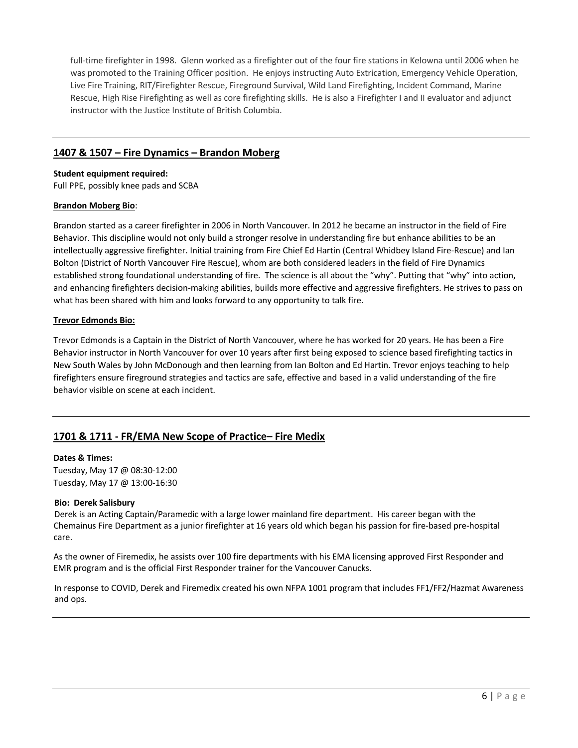full-time firefighter in 1998. Glenn worked as a firefighter out of the four fire stations in Kelowna until 2006 when he was promoted to the Training Officer position. He enjoys instructing Auto Extrication, Emergency Vehicle Operation, Live Fire Training, RIT/Firefighter Rescue, Fireground Survival, Wild Land Firefighting, Incident Command, Marine Rescue, High Rise Firefighting as well as core firefighting skills. He is also a Firefighter I and II evaluator and adjunct instructor with the Justice Institute of British Columbia.

---

## 1407 & 1507 – Fire Dynamics – Brandon Moberg

**Student equipment required:**
Full PPE, possibly knee pads and SCBA

**Brandon Moberg Bio**:

Brandon started as a career firefighter in 2006 in North Vancouver. In 2012 he became an instructor in the field of Fire Behavior. This discipline would not only build a stronger resolve in understanding fire but enhance abilities to be an intellectually aggressive firefighter. Initial training from Fire Chief Ed Hartin (Central Whidbey Island Fire-Rescue) and Ian Bolton (District of North Vancouver Fire Rescue), whom are both considered leaders in the field of Fire Dynamics established strong foundational understanding of fire. The science is all about the "why". Putting that "why" into action, and enhancing firefighters decision-making abilities, builds more effective and aggressive firefighters. He strives to pass on what has been shared with him and looks forward to any opportunity to talk fire.

**Trevor Edmonds Bio:**

Trevor Edmonds is a Captain in the District of North Vancouver, where he has worked for 20 years. He has been a Fire Behavior instructor in North Vancouver for over 10 years after first being exposed to science based firefighting tactics in New South Wales by John McDonough and then learning from Ian Bolton and Ed Hartin. Trevor enjoys teaching to help firefighters ensure fireground strategies and tactics are safe, effective and based in a valid understanding of the fire behavior visible on scene at each incident.

---

## 1701 & 1711 - FR/EMA New Scope of Practice– Fire Medix

**Dates & Times:**
Tuesday, May 17 @ 08:30-12:00
Tuesday, May 17 @ 13:00-16:30

**Bio: Derek Salisbury**
Derek is an Acting Captain/Paramedic with a large lower mainland fire department. His career began with the Chemainus Fire Department as a junior firefighter at 16 years old which began his passion for fire-based pre-hospital care.

As the owner of Firemedix, he assists over 100 fire departments with his EMA licensing approved First Responder and EMR program and is the official First Responder trainer for the Vancouver Canucks.

In response to COVID, Derek and Firemedix created his own NFPA 1001 program that includes FF1/FF2/Hazmat Awareness and ops.

---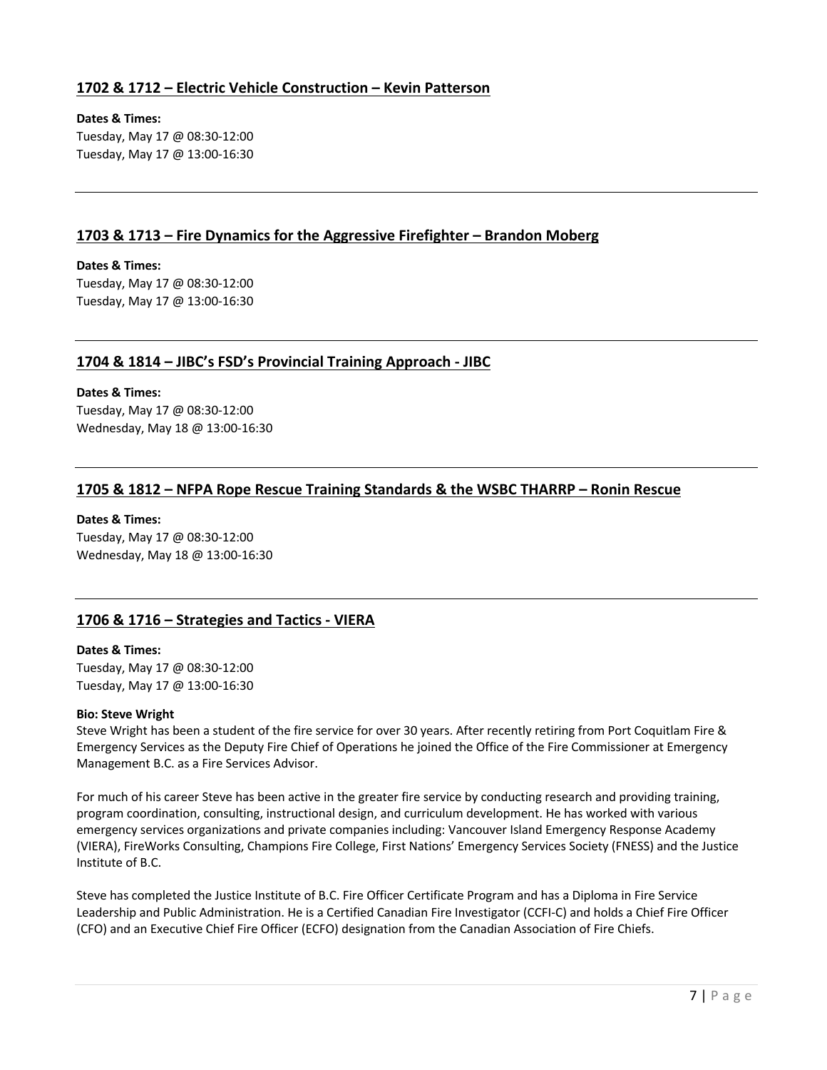## 1702 & 1712 – Electric Vehicle Construction – Kevin Patterson

**Dates & Times:**
Tuesday, May 17 @ 08:30-12:00
Tuesday, May 17 @ 13:00-16:30

---

## 1703 & 1713 – Fire Dynamics for the Aggressive Firefighter – Brandon Moberg

**Dates & Times:**
Tuesday, May 17 @ 08:30-12:00
Tuesday, May 17 @ 13:00-16:30

---

## 1704 & 1814 – JIBC's FSD's Provincial Training Approach - JIBC

**Dates & Times:**
Tuesday, May 17 @ 08:30-12:00
Wednesday, May 18 @ 13:00-16:30

---

## 1705 & 1812 – NFPA Rope Rescue Training Standards & the WSBC THARRP – Ronin Rescue

**Dates & Times:**
Tuesday, May 17 @ 08:30-12:00
Wednesday, May 18 @ 13:00-16:30

---

## 1706 & 1716 – Strategies and Tactics - VIERA

**Dates & Times:**
Tuesday, May 17 @ 08:30-12:00
Tuesday, May 17 @ 13:00-16:30

**Bio: Steve Wright**

Steve Wright has been a student of the fire service for over 30 years. After recently retiring from Port Coquitlam Fire & Emergency Services as the Deputy Fire Chief of Operations he joined the Office of the Fire Commissioner at Emergency Management B.C. as a Fire Services Advisor.

For much of his career Steve has been active in the greater fire service by conducting research and providing training, program coordination, consulting, instructional design, and curriculum development. He has worked with various emergency services organizations and private companies including: Vancouver Island Emergency Response Academy (VIERA), FireWorks Consulting, Champions Fire College, First Nations' Emergency Services Society (FNESS) and the Justice Institute of B.C.

Steve has completed the Justice Institute of B.C. Fire Officer Certificate Program and has a Diploma in Fire Service Leadership and Public Administration. He is a Certified Canadian Fire Investigator (CCFI-C) and holds a Chief Fire Officer (CFO) and an Executive Chief Fire Officer (ECFO) designation from the Canadian Association of Fire Chiefs.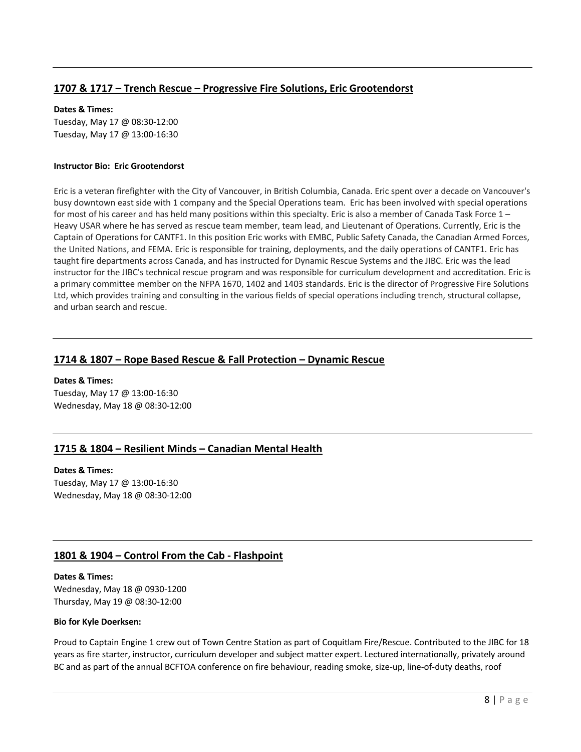---

## 1707 & 1717 – Trench Rescue – Progressive Fire Solutions, Eric Grootendorst

**Dates & Times:**
Tuesday, May 17 @ 08:30-12:00
Tuesday, May 17 @ 13:00-16:30

**Instructor Bio: Eric Grootendorst**

Eric is a veteran firefighter with the City of Vancouver, in British Columbia, Canada. Eric spent over a decade on Vancouver's busy downtown east side with 1 company and the Special Operations team. Eric has been involved with special operations for most of his career and has held many positions within this specialty. Eric is also a member of Canada Task Force 1 – Heavy USAR where he has served as rescue team member, team lead, and Lieutenant of Operations. Currently, Eric is the Captain of Operations for CANTF1. In this position Eric works with EMBC, Public Safety Canada, the Canadian Armed Forces, the United Nations, and FEMA. Eric is responsible for training, deployments, and the daily operations of CANTF1. Eric has taught fire departments across Canada, and has instructed for Dynamic Rescue Systems and the JIBC. Eric was the lead instructor for the JIBC's technical rescue program and was responsible for curriculum development and accreditation. Eric is a primary committee member on the NFPA 1670, 1402 and 1403 standards. Eric is the director of Progressive Fire Solutions Ltd, which provides training and consulting in the various fields of special operations including trench, structural collapse, and urban search and rescue.

---

## 1714 & 1807 – Rope Based Rescue & Fall Protection – Dynamic Rescue

**Dates & Times:**
Tuesday, May 17 @ 13:00-16:30
Wednesday, May 18 @ 08:30-12:00

---

## 1715 & 1804 – Resilient Minds – Canadian Mental Health

**Dates & Times:**
Tuesday, May 17 @ 13:00-16:30
Wednesday, May 18 @ 08:30-12:00

---

## 1801 & 1904 – Control From the Cab - Flashpoint

**Dates & Times:**
Wednesday, May 18 @ 0930-1200
Thursday, May 19 @ 08:30-12:00

**Bio for Kyle Doerksen:**

Proud to Captain Engine 1 crew out of Town Centre Station as part of Coquitlam Fire/Rescue. Contributed to the JIBC for 18 years as fire starter, instructor, curriculum developer and subject matter expert. Lectured internationally, privately around BC and as part of the annual BCFTOA conference on fire behaviour, reading smoke, size-up, line-of-duty deaths, roof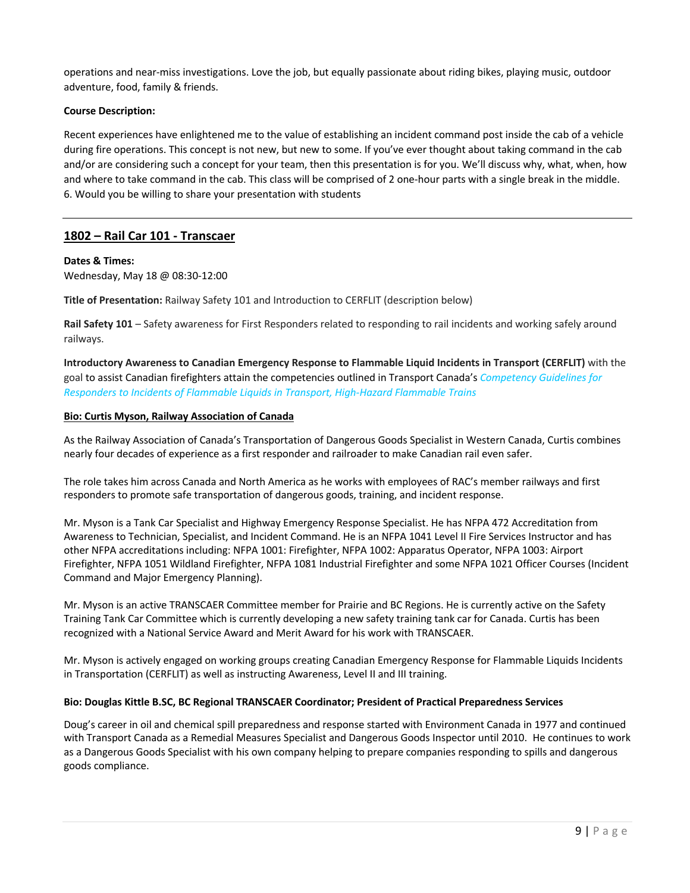operations and near-miss investigations. Love the job, but equally passionate about riding bikes, playing music, outdoor adventure, food, family & friends.

**Course Description:**

Recent experiences have enlightened me to the value of establishing an incident command post inside the cab of a vehicle during fire operations. This concept is not new, but new to some. If you've ever thought about taking command in the cab and/or are considering such a concept for your team, then this presentation is for you. We'll discuss why, what, when, how and where to take command in the cab. This class will be comprised of 2 one-hour parts with a single break in the middle.
6. Would you be willing to share your presentation with students

---

## 1802 – Rail Car 101 - Transcaer

**Dates & Times:**
Wednesday, May 18 @ 08:30-12:00

**Title of Presentation:** Railway Safety 101 and Introduction to CERFLIT (description below)

**Rail Safety 101** – Safety awareness for First Responders related to responding to rail incidents and working safely around railways.

**Introductory Awareness to Canadian Emergency Response to Flammable Liquid Incidents in Transport (CERFLIT)** with the goal to assist Canadian firefighters attain the competencies outlined in Transport Canada's *Competency Guidelines for Responders to Incidents of Flammable Liquids in Transport, High-Hazard Flammable Trains*

**Bio: Curtis Myson, Railway Association of Canada**

As the Railway Association of Canada's Transportation of Dangerous Goods Specialist in Western Canada, Curtis combines nearly four decades of experience as a first responder and railroader to make Canadian rail even safer.

The role takes him across Canada and North America as he works with employees of RAC's member railways and first responders to promote safe transportation of dangerous goods, training, and incident response.

Mr. Myson is a Tank Car Specialist and Highway Emergency Response Specialist. He has NFPA 472 Accreditation from Awareness to Technician, Specialist, and Incident Command. He is an NFPA 1041 Level II Fire Services Instructor and has other NFPA accreditations including: NFPA 1001: Firefighter, NFPA 1002: Apparatus Operator, NFPA 1003: Airport Firefighter, NFPA 1051 Wildland Firefighter, NFPA 1081 Industrial Firefighter and some NFPA 1021 Officer Courses (Incident Command and Major Emergency Planning).

Mr. Myson is an active TRANSCAER Committee member for Prairie and BC Regions. He is currently active on the Safety Training Tank Car Committee which is currently developing a new safety training tank car for Canada. Curtis has been recognized with a National Service Award and Merit Award for his work with TRANSCAER.

Mr. Myson is actively engaged on working groups creating Canadian Emergency Response for Flammable Liquids Incidents in Transportation (CERFLIT) as well as instructing Awareness, Level II and III training.

**Bio: Douglas Kittle B.SC, BC Regional TRANSCAER Coordinator; President of Practical Preparedness Services**

Doug's career in oil and chemical spill preparedness and response started with Environment Canada in 1977 and continued with Transport Canada as a Remedial Measures Specialist and Dangerous Goods Inspector until 2010. He continues to work as a Dangerous Goods Specialist with his own company helping to prepare companies responding to spills and dangerous goods compliance.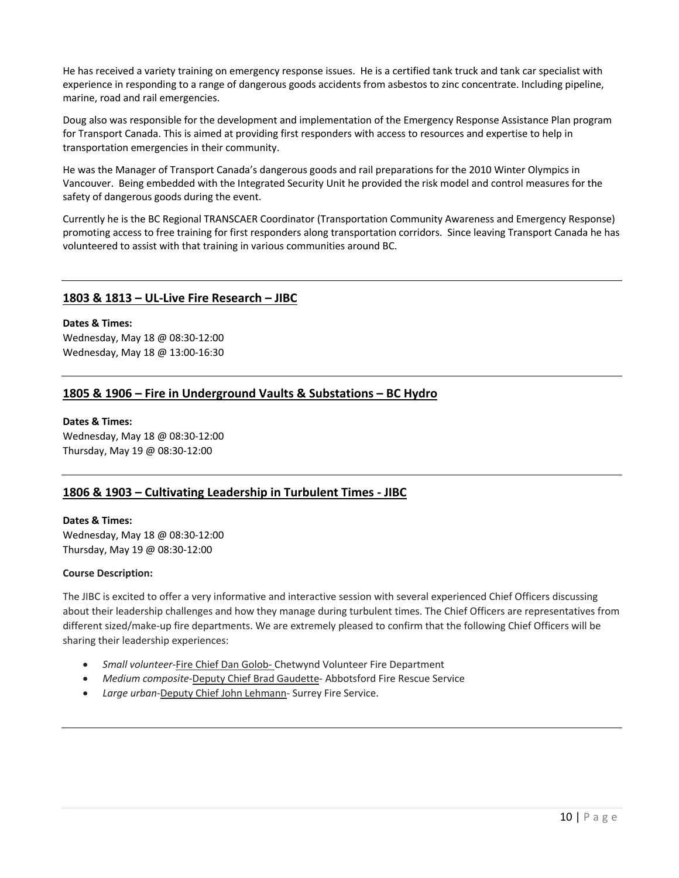He has received a variety training on emergency response issues. He is a certified tank truck and tank car specialist with experience in responding to a range of dangerous goods accidents from asbestos to zinc concentrate. Including pipeline, marine, road and rail emergencies.

Doug also was responsible for the development and implementation of the Emergency Response Assistance Plan program for Transport Canada. This is aimed at providing first responders with access to resources and expertise to help in transportation emergencies in their community.

He was the Manager of Transport Canada's dangerous goods and rail preparations for the 2010 Winter Olympics in Vancouver. Being embedded with the Integrated Security Unit he provided the risk model and control measures for the safety of dangerous goods during the event.

Currently he is the BC Regional TRANSCAER Coordinator (Transportation Community Awareness and Emergency Response) promoting access to free training for first responders along transportation corridors. Since leaving Transport Canada he has volunteered to assist with that training in various communities around BC.

---

## 1803 & 1813 – UL-Live Fire Research – JIBC

**Dates & Times:**
Wednesday, May 18 @ 08:30-12:00
Wednesday, May 18 @ 13:00-16:30

---

## 1805 & 1906 – Fire in Underground Vaults & Substations – BC Hydro

**Dates & Times:**
Wednesday, May 18 @ 08:30-12:00
Thursday, May 19 @ 08:30-12:00

---

## 1806 & 1903 – Cultivating Leadership in Turbulent Times - JIBC

**Dates & Times:**
Wednesday, May 18 @ 08:30-12:00
Thursday, May 19 @ 08:30-12:00

**Course Description:**

The JIBC is excited to offer a very informative and interactive session with several experienced Chief Officers discussing about their leadership challenges and how they manage during turbulent times. The Chief Officers are representatives from different sized/make-up fire departments. We are extremely pleased to confirm that the following Chief Officers will be sharing their leadership experiences:

- *Small volunteer*-Fire Chief Dan Golob- Chetwynd Volunteer Fire Department
- *Medium composite*-Deputy Chief Brad Gaudette- Abbotsford Fire Rescue Service
- *Large urban*-Deputy Chief John Lehmann- Surrey Fire Service.

---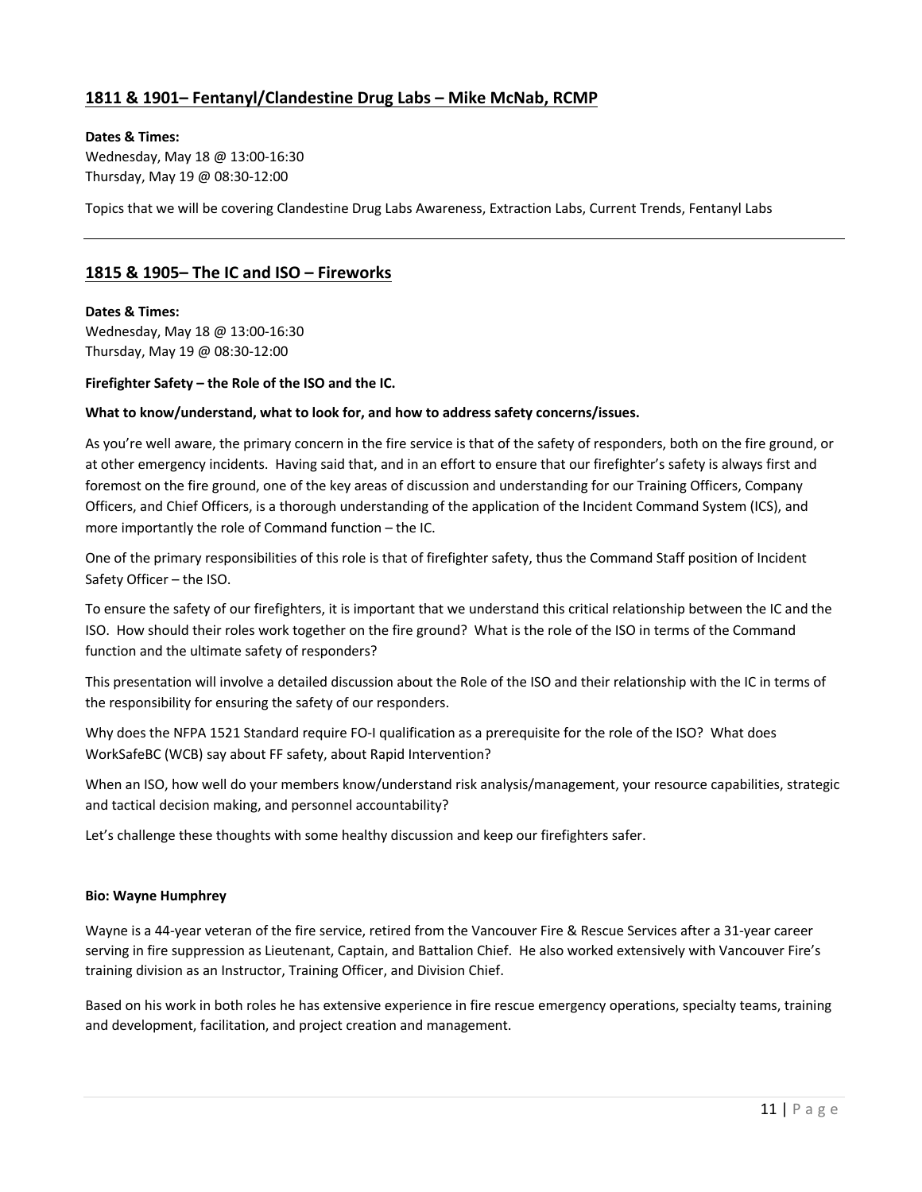## 1811 & 1901– Fentanyl/Clandestine Drug Labs – Mike McNab, RCMP

**Dates & Times:**
Wednesday, May 18 @ 13:00-16:30
Thursday, May 19 @ 08:30-12:00

Topics that we will be covering Clandestine Drug Labs Awareness, Extraction Labs, Current Trends, Fentanyl Labs

---

## 1815 & 1905– The IC and ISO – Fireworks

**Dates & Times:**
Wednesday, May 18 @ 13:00-16:30
Thursday, May 19 @ 08:30-12:00

**Firefighter Safety – the Role of the ISO and the IC.**

**What to know/understand, what to look for, and how to address safety concerns/issues.**

As you're well aware, the primary concern in the fire service is that of the safety of responders, both on the fire ground, or at other emergency incidents. Having said that, and in an effort to ensure that our firefighter's safety is always first and foremost on the fire ground, one of the key areas of discussion and understanding for our Training Officers, Company Officers, and Chief Officers, is a thorough understanding of the application of the Incident Command System (ICS), and more importantly the role of Command function – the IC.

One of the primary responsibilities of this role is that of firefighter safety, thus the Command Staff position of Incident Safety Officer – the ISO.

To ensure the safety of our firefighters, it is important that we understand this critical relationship between the IC and the ISO. How should their roles work together on the fire ground? What is the role of the ISO in terms of the Command function and the ultimate safety of responders?

This presentation will involve a detailed discussion about the Role of the ISO and their relationship with the IC in terms of the responsibility for ensuring the safety of our responders.

Why does the NFPA 1521 Standard require FO-I qualification as a prerequisite for the role of the ISO? What does WorkSafeBC (WCB) say about FF safety, about Rapid Intervention?

When an ISO, how well do your members know/understand risk analysis/management, your resource capabilities, strategic and tactical decision making, and personnel accountability?

Let's challenge these thoughts with some healthy discussion and keep our firefighters safer.

**Bio: Wayne Humphrey**

Wayne is a 44-year veteran of the fire service, retired from the Vancouver Fire & Rescue Services after a 31-year career serving in fire suppression as Lieutenant, Captain, and Battalion Chief. He also worked extensively with Vancouver Fire's training division as an Instructor, Training Officer, and Division Chief.

Based on his work in both roles he has extensive experience in fire rescue emergency operations, specialty teams, training and development, facilitation, and project creation and management.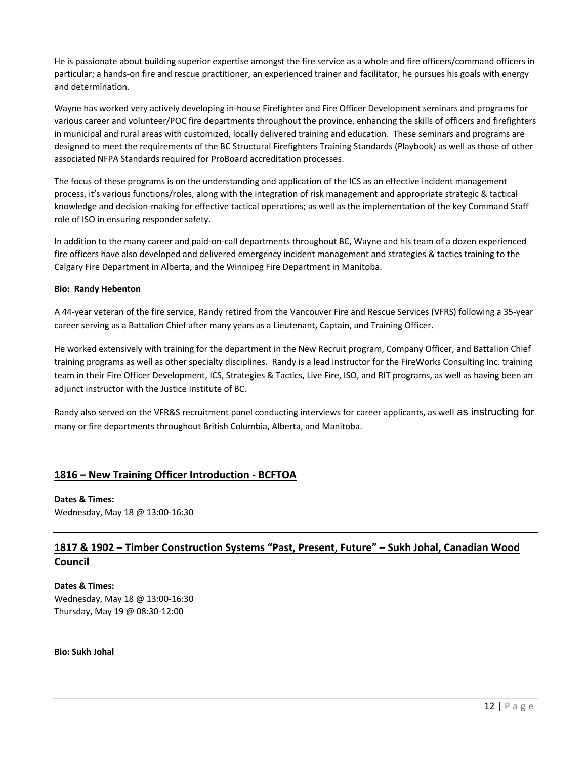He is passionate about building superior expertise amongst the fire service as a whole and fire officers/command officers in particular; a hands-on fire and rescue practitioner, an experienced trainer and facilitator, he pursues his goals with energy and determination.

Wayne has worked very actively developing in-house Firefighter and Fire Officer Development seminars and programs for various career and volunteer/POC fire departments throughout the province, enhancing the skills of officers and firefighters in municipal and rural areas with customized, locally delivered training and education. These seminars and programs are designed to meet the requirements of the BC Structural Firefighters Training Standards (Playbook) as well as those of other associated NFPA Standards required for ProBoard accreditation processes.

The focus of these programs is on the understanding and application of the ICS as an effective incident management process, it's various functions/roles, along with the integration of risk management and appropriate strategic & tactical knowledge and decision-making for effective tactical operations; as well as the implementation of the key Command Staff role of ISO in ensuring responder safety.

In addition to the many career and paid-on-call departments throughout BC, Wayne and his team of a dozen experienced fire officers have also developed and delivered emergency incident management and strategies & tactics training to the Calgary Fire Department in Alberta, and the Winnipeg Fire Department in Manitoba.

**Bio: Randy Hebenton**

A 44-year veteran of the fire service, Randy retired from the Vancouver Fire and Rescue Services (VFRS) following a 35-year career serving as a Battalion Chief after many years as a Lieutenant, Captain, and Training Officer.

He worked extensively with training for the department in the New Recruit program, Company Officer, and Battalion Chief training programs as well as other specialty disciplines. Randy is a lead instructor for the FireWorks Consulting Inc. training team in their Fire Officer Development, ICS, Strategies & Tactics, Live Fire, ISO, and RIT programs, as well as having been an adjunct instructor with the Justice Institute of BC.

Randy also served on the VFR&S recruitment panel conducting interviews for career applicants, as well as instructing for many or fire departments throughout British Columbia, Alberta, and Manitoba.

---

## 1816 – New Training Officer Introduction - BCFTOA

**Dates & Times:**
Wednesday, May 18 @ 13:00-16:30

---

## 1817 & 1902 – Timber Construction Systems "Past, Present, Future" – Sukh Johal, Canadian Wood Council

**Dates & Times:**
Wednesday, May 18 @ 13:00-16:30
Thursday, May 19 @ 08:30-12:00

**Bio: Sukh Johal**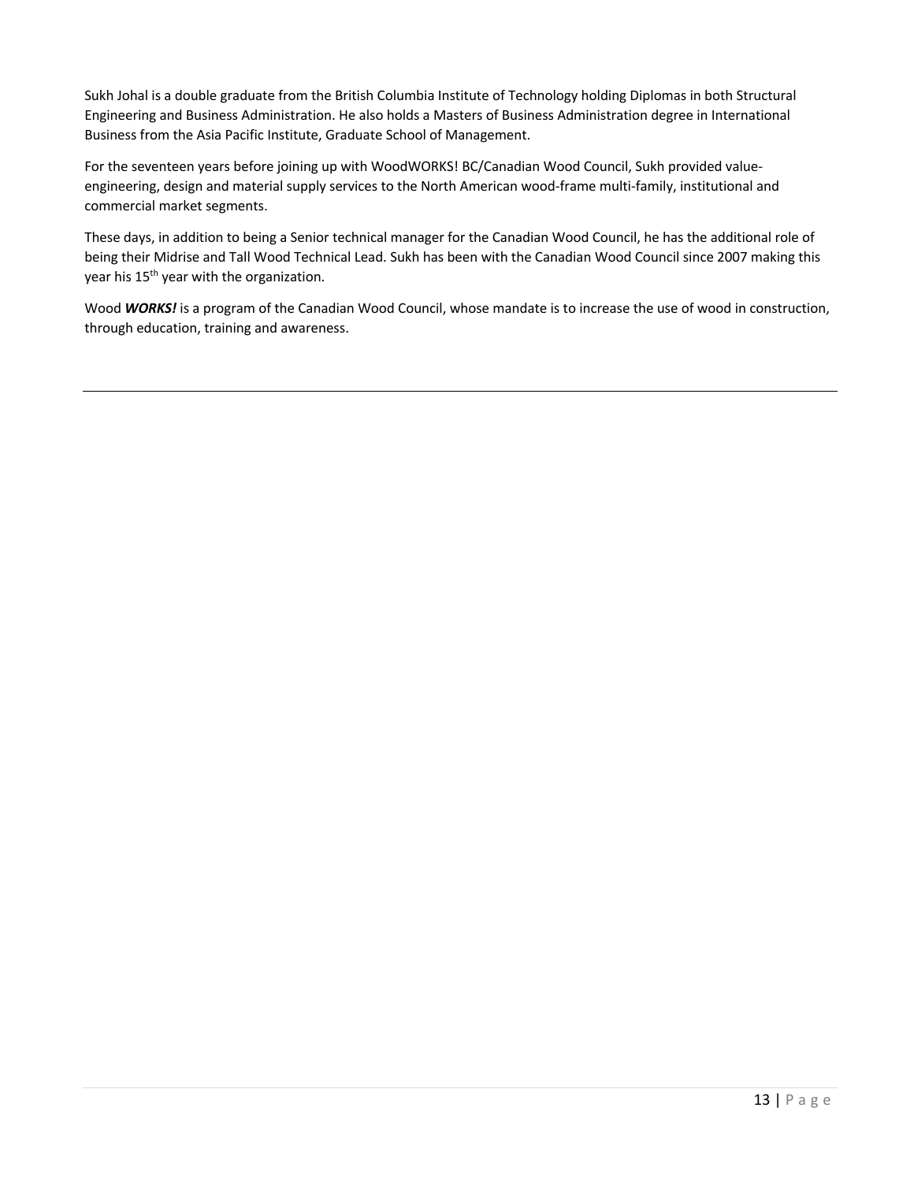Sukh Johal is a double graduate from the British Columbia Institute of Technology holding Diplomas in both Structural Engineering and Business Administration. He also holds a Masters of Business Administration degree in International Business from the Asia Pacific Institute, Graduate School of Management.

For the seventeen years before joining up with WoodWORKS! BC/Canadian Wood Council, Sukh provided value-engineering, design and material supply services to the North American wood-frame multi-family, institutional and commercial market segments.

These days, in addition to being a Senior technical manager for the Canadian Wood Council, he has the additional role of being their Midrise and Tall Wood Technical Lead. Sukh has been with the Canadian Wood Council since 2007 making this year his 15th year with the organization.

Wood ***WORKS!*** is a program of the Canadian Wood Council, whose mandate is to increase the use of wood in construction, through education, training and awareness.

---